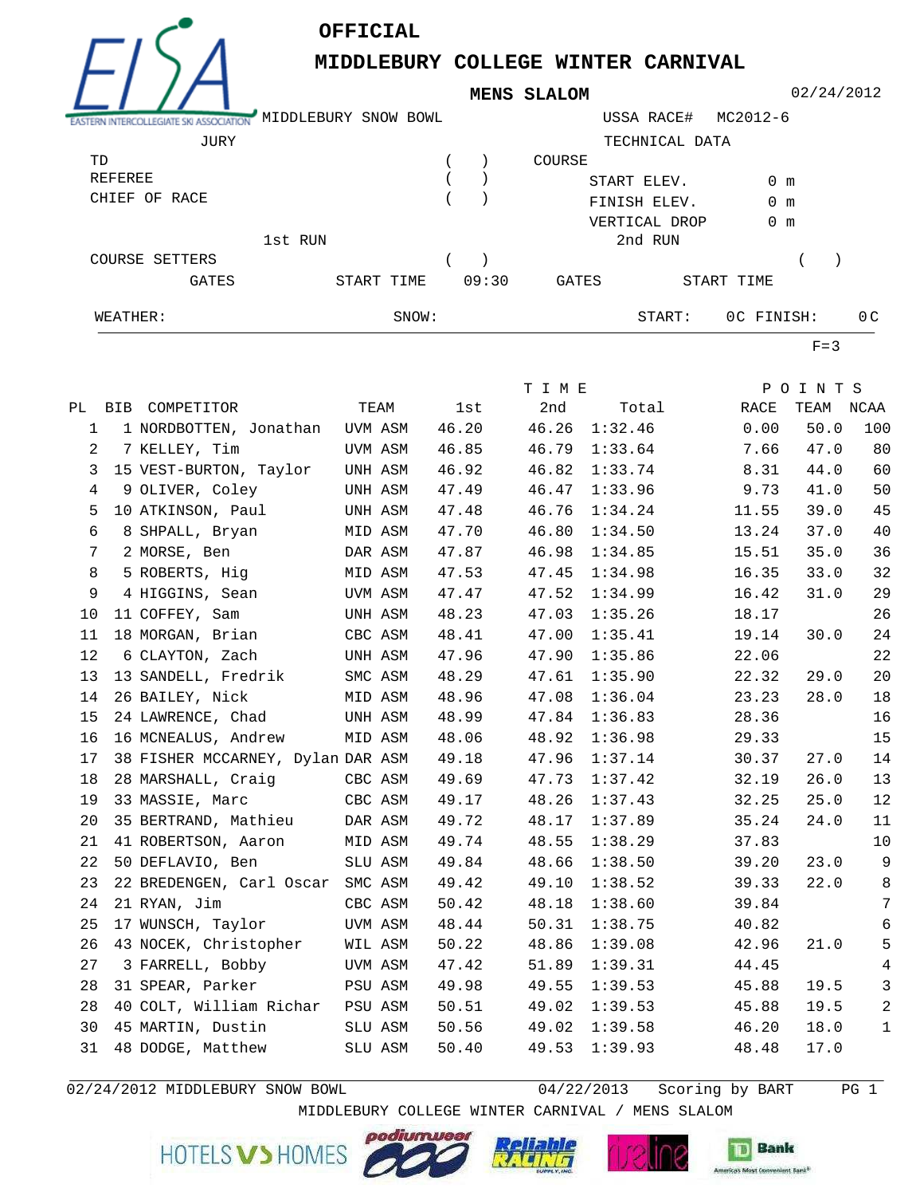# OFFICIAL

## MIDDLEBURY COLLEGE WINTER CARNIVAL

### MENS SLALOM

02/24/2012

MIDDLEBURY SNOW BOWL — USSA RACE# MC2012-6

**JURY**

TD ( )
REFEREE ( )
CHIEF OF RACE ( )

**TECHNICAL DATA**

COURSE
START ELEV. 0 m
FINISH ELEV. 0 m
VERTICAL DROP 0 m

1st RUN — COURSE SETTERS ( ) — GATES — START TIME 09:30

2nd RUN ( ) — GATES — START TIME

WEATHER: SNOW: START: 0C FINISH: 0C

F=3

| PL | BIB | COMPETITOR | TEAM | 1st | 2nd | Total | RACE | TEAM | NCAA |
|---|---|---|---|---|---|---|---|---|---|
| 1 | 1 | NORDBOTTEN, Jonathan | UVM ASM | 46.20 | 46.26 | 1:32.46 | 0.00 | 50.0 | 100 |
| 2 | 7 | KELLEY, Tim | UVM ASM | 46.85 | 46.79 | 1:33.64 | 7.66 | 47.0 | 80 |
| 3 | 15 | VEST-BURTON, Taylor | UNH ASM | 46.92 | 46.82 | 1:33.74 | 8.31 | 44.0 | 60 |
| 4 | 9 | OLIVER, Coley | UNH ASM | 47.49 | 46.47 | 1:33.96 | 9.73 | 41.0 | 50 |
| 5 | 10 | ATKINSON, Paul | UNH ASM | 47.48 | 46.76 | 1:34.24 | 11.55 | 39.0 | 45 |
| 6 | 8 | SHPALL, Bryan | MID ASM | 47.70 | 46.80 | 1:34.50 | 13.24 | 37.0 | 40 |
| 7 | 2 | MORSE, Ben | DAR ASM | 47.87 | 46.98 | 1:34.85 | 15.51 | 35.0 | 36 |
| 8 | 5 | ROBERTS, Hig | MID ASM | 47.53 | 47.45 | 1:34.98 | 16.35 | 33.0 | 32 |
| 9 | 4 | HIGGINS, Sean | UVM ASM | 47.47 | 47.52 | 1:34.99 | 16.42 | 31.0 | 29 |
| 10 | 11 | COFFEY, Sam | UNH ASM | 48.23 | 47.03 | 1:35.26 | 18.17 | | 26 |
| 11 | 18 | MORGAN, Brian | CBC ASM | 48.41 | 47.00 | 1:35.41 | 19.14 | 30.0 | 24 |
| 12 | 6 | CLAYTON, Zach | UNH ASM | 47.96 | 47.90 | 1:35.86 | 22.06 | | 22 |
| 13 | 13 | SANDELL, Fredrik | SMC ASM | 48.29 | 47.61 | 1:35.90 | 22.32 | 29.0 | 20 |
| 14 | 26 | BAILEY, Nick | MID ASM | 48.96 | 47.08 | 1:36.04 | 23.23 | 28.0 | 18 |
| 15 | 24 | LAWRENCE, Chad | UNH ASM | 48.99 | 47.84 | 1:36.83 | 28.36 | | 16 |
| 16 | 16 | MCNEALUS, Andrew | MID ASM | 48.06 | 48.92 | 1:36.98 | 29.33 | | 15 |
| 17 | 38 | FISHER MCCARNEY, Dylan | DAR ASM | 49.18 | 47.96 | 1:37.14 | 30.37 | 27.0 | 14 |
| 18 | 28 | MARSHALL, Craig | CBC ASM | 49.69 | 47.73 | 1:37.42 | 32.19 | 26.0 | 13 |
| 19 | 33 | MASSIE, Marc | CBC ASM | 49.17 | 48.26 | 1:37.43 | 32.25 | 25.0 | 12 |
| 20 | 35 | BERTRAND, Mathieu | DAR ASM | 49.72 | 48.17 | 1:37.89 | 35.24 | 24.0 | 11 |
| 21 | 41 | ROBERTSON, Aaron | MID ASM | 49.74 | 48.55 | 1:38.29 | 37.83 | | 10 |
| 22 | 50 | DEFLAVIO, Ben | SLU ASM | 49.84 | 48.66 | 1:38.50 | 39.20 | 23.0 | 9 |
| 23 | 22 | BREDENGEN, Carl Oscar | SMC ASM | 49.42 | 49.10 | 1:38.52 | 39.33 | 22.0 | 8 |
| 24 | 21 | RYAN, Jim | CBC ASM | 50.42 | 48.18 | 1:38.60 | 39.84 | | 7 |
| 25 | 17 | WUNSCH, Taylor | UVM ASM | 48.44 | 50.31 | 1:38.75 | 40.82 | | 6 |
| 26 | 43 | NOCEK, Christopher | WIL ASM | 50.22 | 48.86 | 1:39.08 | 42.96 | 21.0 | 5 |
| 27 | 3 | FARRELL, Bobby | UVM ASM | 47.42 | 51.89 | 1:39.31 | 44.45 | | 4 |
| 28 | 31 | SPEAR, Parker | PSU ASM | 49.98 | 49.55 | 1:39.53 | 45.88 | 19.5 | 3 |
| 28 | 40 | COLT, William Richar | PSU ASM | 50.51 | 49.02 | 1:39.53 | 45.88 | 19.5 | 2 |
| 30 | 45 | MARTIN, Dustin | SLU ASM | 50.56 | 49.02 | 1:39.58 | 46.20 | 18.0 | 1 |
| 31 | 48 | DODGE, Matthew | SLU ASM | 50.40 | 49.53 | 1:39.93 | 48.48 | 17.0 | |

02/24/2012 MIDDLEBURY SNOW BOWL — 04/22/2013 Scoring by BART

MIDDLEBURY COLLEGE WINTER CARNIVAL / MENS SLALOM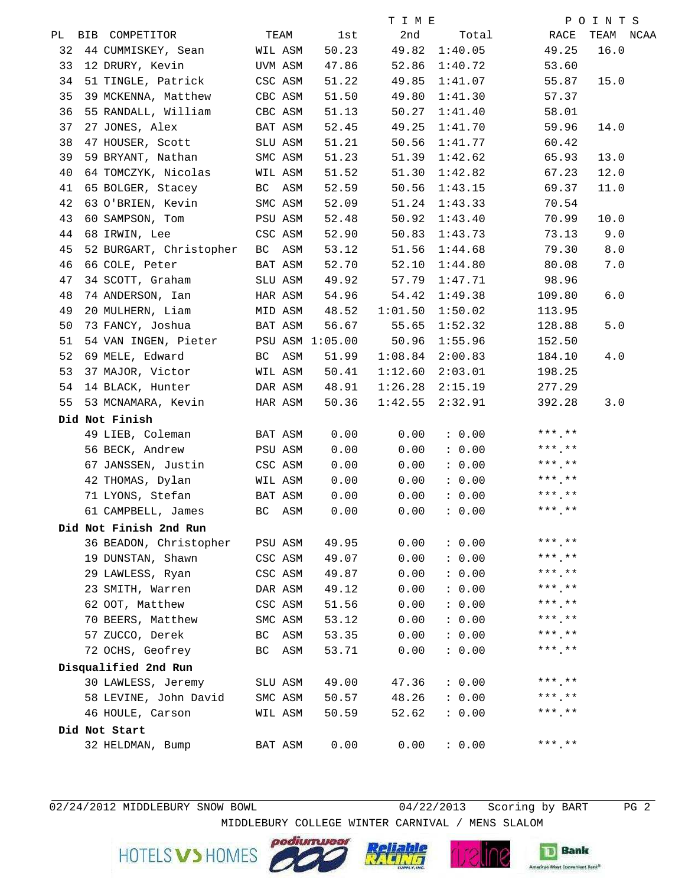| PL | BIB | COMPETITOR | TEAM | TIME 1st | 2nd | Total | POINTS RACE | TEAM | NCAA |
|---|---|---|---|---|---|---|---|---|---|
| 32 | 44 | CUMMISKEY, Sean | WIL ASM | 50.23 | 49.82 | 1:40.05 | 49.25 | 16.0 | |
| 33 | 12 | DRURY, Kevin | UVM ASM | 47.86 | 52.86 | 1:40.72 | 53.60 | | |
| 34 | 51 | TINGLE, Patrick | CSC ASM | 51.22 | 49.85 | 1:41.07 | 55.87 | 15.0 | |
| 35 | 39 | MCKENNA, Matthew | CBC ASM | 51.50 | 49.80 | 1:41.30 | 57.37 | | |
| 36 | 55 | RANDALL, William | CBC ASM | 51.13 | 50.27 | 1:41.40 | 58.01 | | |
| 37 | 27 | JONES, Alex | BAT ASM | 52.45 | 49.25 | 1:41.70 | 59.96 | 14.0 | |
| 38 | 47 | HOUSER, Scott | SLU ASM | 51.21 | 50.56 | 1:41.77 | 60.42 | | |
| 39 | 59 | BRYANT, Nathan | SMC ASM | 51.23 | 51.39 | 1:42.62 | 65.93 | 13.0 | |
| 40 | 64 | TOMCZYK, Nicolas | WIL ASM | 51.52 | 51.30 | 1:42.82 | 67.23 | 12.0 | |
| 41 | 65 | BOLGER, Stacey | BC ASM | 52.59 | 50.56 | 1:43.15 | 69.37 | 11.0 | |
| 42 | 63 | O'BRIEN, Kevin | SMC ASM | 52.09 | 51.24 | 1:43.33 | 70.54 | | |
| 43 | 60 | SAMPSON, Tom | PSU ASM | 52.48 | 50.92 | 1:43.40 | 70.99 | 10.0 | |
| 44 | 68 | IRWIN, Lee | CSC ASM | 52.90 | 50.83 | 1:43.73 | 73.13 | 9.0 | |
| 45 | 52 | BURGART, Christopher | BC ASM | 53.12 | 51.56 | 1:44.68 | 79.30 | 8.0 | |
| 46 | 66 | COLE, Peter | BAT ASM | 52.70 | 52.10 | 1:44.80 | 80.08 | 7.0 | |
| 47 | 34 | SCOTT, Graham | SLU ASM | 49.92 | 57.79 | 1:47.71 | 98.96 | | |
| 48 | 74 | ANDERSON, Ian | HAR ASM | 54.96 | 54.42 | 1:49.38 | 109.80 | 6.0 | |
| 49 | 20 | MULHERN, Liam | MID ASM | 48.52 | 1:01.50 | 1:50.02 | 113.95 | | |
| 50 | 73 | FANCY, Joshua | BAT ASM | 56.67 | 55.65 | 1:52.32 | 128.88 | 5.0 | |
| 51 | 54 | VAN INGEN, Pieter | PSU ASM | 1:05.00 | 50.96 | 1:55.96 | 152.50 | | |
| 52 | 69 | MELE, Edward | BC ASM | 51.99 | 1:08.84 | 2:00.83 | 184.10 | 4.0 | |
| 53 | 37 | MAJOR, Victor | WIL ASM | 50.41 | 1:12.60 | 2:03.01 | 198.25 | | |
| 54 | 14 | BLACK, Hunter | DAR ASM | 48.91 | 1:26.28 | 2:15.19 | 277.29 | | |
| 55 | 53 | MCNAMARA, Kevin | HAR ASM | 50.36 | 1:42.55 | 2:32.91 | 392.28 | 3.0 | |
| **Did Not Finish** | | | | | | | | | |
| | 49 | LIEB, Coleman | BAT ASM | 0.00 | 0.00 | : 0.00 | ***.** | | |
| | 56 | BECK, Andrew | PSU ASM | 0.00 | 0.00 | : 0.00 | ***.** | | |
| | 67 | JANSSEN, Justin | CSC ASM | 0.00 | 0.00 | : 0.00 | ***.** | | |
| | 42 | THOMAS, Dylan | WIL ASM | 0.00 | 0.00 | : 0.00 | ***.** | | |
| | 71 | LYONS, Stefan | BAT ASM | 0.00 | 0.00 | : 0.00 | ***.** | | |
| | 61 | CAMPBELL, James | BC ASM | 0.00 | 0.00 | : 0.00 | ***.** | | |
| **Did Not Finish 2nd Run** | | | | | | | | | |
| | 36 | BEADON, Christopher | PSU ASM | 49.95 | 0.00 | : 0.00 | ***.** | | |
| | 19 | DUNSTAN, Shawn | CSC ASM | 49.07 | 0.00 | : 0.00 | ***.** | | |
| | 29 | LAWLESS, Ryan | CSC ASM | 49.87 | 0.00 | : 0.00 | ***.** | | |
| | 23 | SMITH, Warren | DAR ASM | 49.12 | 0.00 | : 0.00 | ***.** | | |
| | 62 | OOT, Matthew | CSC ASM | 51.56 | 0.00 | : 0.00 | ***.** | | |
| | 70 | BEERS, Matthew | SMC ASM | 53.12 | 0.00 | : 0.00 | ***.** | | |
| | 57 | ZUCCO, Derek | BC ASM | 53.35 | 0.00 | : 0.00 | ***.** | | |
| | 72 | OCHS, Geofrey | BC ASM | 53.71 | 0.00 | : 0.00 | ***.** | | |
| **Disqualified 2nd Run** | | | | | | | | | |
| | 30 | LAWLESS, Jeremy | SLU ASM | 49.00 | 47.36 | : 0.00 | ***.** | | |
| | 58 | LEVINE, John David | SMC ASM | 50.57 | 48.26 | : 0.00 | ***.** | | |
| | 46 | HOULE, Carson | WIL ASM | 50.59 | 52.62 | : 0.00 | ***.** | | |
| **Did Not Start** | | | | | | | | | |
| | 32 | HELDMAN, Bump | BAT ASM | 0.00 | 0.00 | : 0.00 | ***.** | | |

02/24/2012 MIDDLEBURY SNOW BOWL 04/22/2013 Scoring by BART

MIDDLEBURY COLLEGE WINTER CARNIVAL / MENS SLALOM

HOTELS VS HOMES podiumwear Reliable Racing Fireline TD Bank